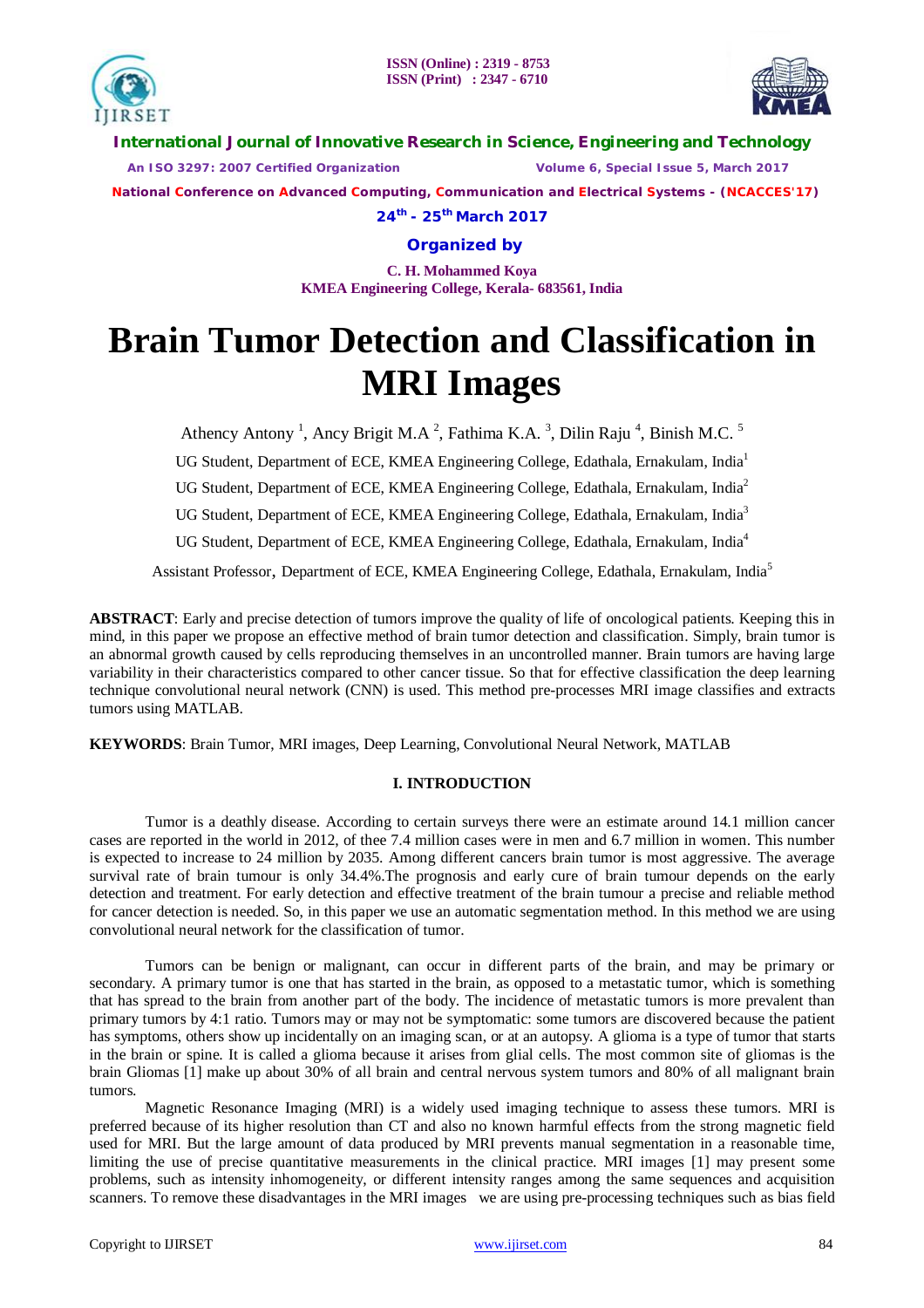# Brain Tumor Detection and Classification in MRI Images

Athency Antony [1], Ancy Brigit M.A [2], Fathima K.A. [3], Dilin Raju [4], Binish M.C. [5]

UG Student, Department of ECE, KMEA Engineering College, Edathala, Ernakulam, India[1]

UG Student, Department of ECE, KMEA Engineering College, Edathala, Ernakulam, India[2]

UG Student, Department of ECE, KMEA Engineering College, Edathala, Ernakulam, India[3]

UG Student, Department of ECE, KMEA Engineering College, Edathala, Ernakulam, India[4]

Assistant Professor, Department of ECE, KMEA Engineering College, Edathala, Ernakulam, India[5]

**ABSTRACT**: Early and precise detection of tumors improve the quality of life of oncological patients. Keeping this in mind, in this paper we propose an effective method of brain tumor detection and classification. Simply, brain tumor is an abnormal growth caused by cells reproducing themselves in an uncontrolled manner. Brain tumors are having large variability in their characteristics compared to other cancer tissue. So that for effective classification the deep learning technique convolutional neural network (CNN) is used. This method pre-processes MRI image classifies and extracts tumors using MATLAB.

**KEYWORDS**: Brain Tumor, MRI images, Deep Learning, Convolutional Neural Network, MATLAB

## I. INTRODUCTION

Tumor is a deathly disease. According to certain surveys there were an estimate around 14.1 million cancer cases are reported in the world in 2012, of thee 7.4 million cases were in men and 6.7 million in women. This number is expected to increase to 24 million by 2035. Among different cancers brain tumor is most aggressive. The average survival rate of brain tumour is only 34.4%.The prognosis and early cure of brain tumour depends on the early detection and treatment. For early detection and effective treatment of the brain tumour a precise and reliable method for cancer detection is needed. So, in this paper we use an automatic segmentation method. In this method we are using convolutional neural network for the classification of tumor.

Tumors can be benign or malignant, can occur in different parts of the brain, and may be primary or secondary. A primary tumor is one that has started in the brain, as opposed to a metastatic tumor, which is something that has spread to the brain from another part of the body. The incidence of metastatic tumors is more prevalent than primary tumors by 4:1 ratio. Tumors may or may not be symptomatic: some tumors are discovered because the patient has symptoms, others show up incidentally on an imaging scan, or at an autopsy. A glioma is a type of tumor that starts in the brain or spine. It is called a glioma because it arises from glial cells. The most common site of gliomas is the brain Gliomas [1] make up about 30% of all brain and central nervous system tumors and 80% of all malignant brain tumors.

Magnetic Resonance Imaging (MRI) is a widely used imaging technique to assess these tumors. MRI is preferred because of its higher resolution than CT and also no known harmful effects from the strong magnetic field used for MRI. But the large amount of data produced by MRI prevents manual segmentation in a reasonable time, limiting the use of precise quantitative measurements in the clinical practice. MRI images [1] may present some problems, such as intensity inhomogeneity, or different intensity ranges among the same sequences and acquisition scanners. To remove these disadvantages in the MRI images we are using pre-processing techniques such as bias field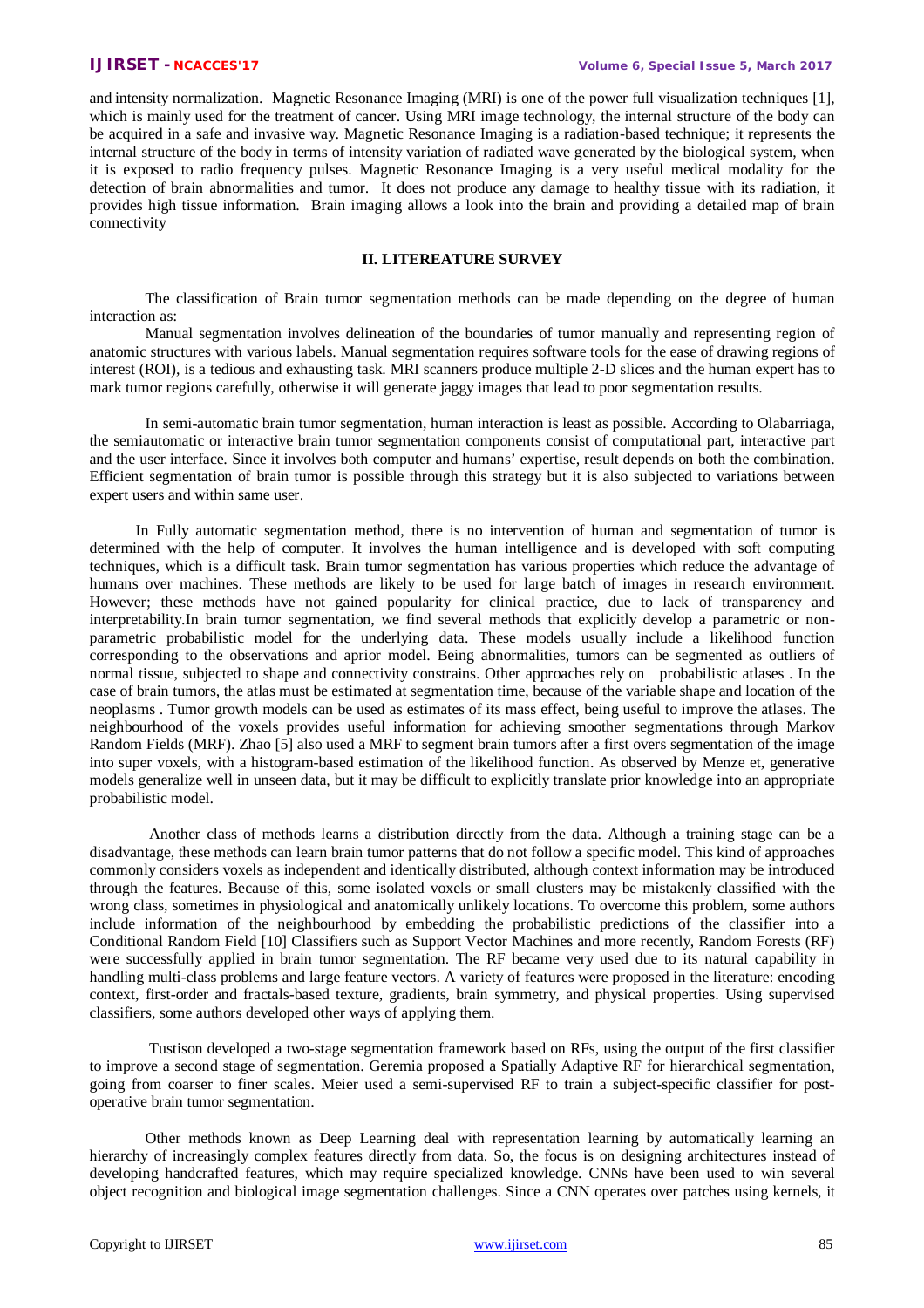and intensity normalization. Magnetic Resonance Imaging (MRI) is one of the power full visualization techniques [1], which is mainly used for the treatment of cancer. Using MRI image technology, the internal structure of the body can be acquired in a safe and invasive way. Magnetic Resonance Imaging is a radiation-based technique; it represents the internal structure of the body in terms of intensity variation of radiated wave generated by the biological system, when it is exposed to radio frequency pulses. Magnetic Resonance Imaging is a very useful medical modality for the detection of brain abnormalities and tumor. It does not produce any damage to healthy tissue with its radiation, it provides high tissue information. Brain imaging allows a look into the brain and providing a detailed map of brain connectivity

## II. LITEREATURE SURVEY

The classification of Brain tumor segmentation methods can be made depending on the degree of human interaction as:

Manual segmentation involves delineation of the boundaries of tumor manually and representing region of anatomic structures with various labels. Manual segmentation requires software tools for the ease of drawing regions of interest (ROI), is a tedious and exhausting task. MRI scanners produce multiple 2-D slices and the human expert has to mark tumor regions carefully, otherwise it will generate jaggy images that lead to poor segmentation results.

In semi-automatic brain tumor segmentation, human interaction is least as possible. According to Olabarriaga, the semiautomatic or interactive brain tumor segmentation components consist of computational part, interactive part and the user interface. Since it involves both computer and humans' expertise, result depends on both the combination. Efficient segmentation of brain tumor is possible through this strategy but it is also subjected to variations between expert users and within same user.

In Fully automatic segmentation method, there is no intervention of human and segmentation of tumor is determined with the help of computer. It involves the human intelligence and is developed with soft computing techniques, which is a difficult task. Brain tumor segmentation has various properties which reduce the advantage of humans over machines. These methods are likely to be used for large batch of images in research environment. However; these methods have not gained popularity for clinical practice, due to lack of transparency and interpretability.In brain tumor segmentation, we find several methods that explicitly develop a parametric or non-parametric probabilistic model for the underlying data. These models usually include a likelihood function corresponding to the observations and aprior model. Being abnormalities, tumors can be segmented as outliers of normal tissue, subjected to shape and connectivity constrains. Other approaches rely on probabilistic atlases . In the case of brain tumors, the atlas must be estimated at segmentation time, because of the variable shape and location of the neoplasms . Tumor growth models can be used as estimates of its mass effect, being useful to improve the atlases. The neighbourhood of the voxels provides useful information for achieving smoother segmentations through Markov Random Fields (MRF). Zhao [5] also used a MRF to segment brain tumors after a first overs segmentation of the image into super voxels, with a histogram-based estimation of the likelihood function. As observed by Menze et, generative models generalize well in unseen data, but it may be difficult to explicitly translate prior knowledge into an appropriate probabilistic model.

Another class of methods learns a distribution directly from the data. Although a training stage can be a disadvantage, these methods can learn brain tumor patterns that do not follow a specific model. This kind of approaches commonly considers voxels as independent and identically distributed, although context information may be introduced through the features. Because of this, some isolated voxels or small clusters may be mistakenly classified with the wrong class, sometimes in physiological and anatomically unlikely locations. To overcome this problem, some authors include information of the neighbourhood by embedding the probabilistic predictions of the classifier into a Conditional Random Field [10] Classifiers such as Support Vector Machines and more recently, Random Forests (RF) were successfully applied in brain tumor segmentation. The RF became very used due to its natural capability in handling multi-class problems and large feature vectors. A variety of features were proposed in the literature: encoding context, first-order and fractals-based texture, gradients, brain symmetry, and physical properties. Using supervised classifiers, some authors developed other ways of applying them.

Tustison developed a two-stage segmentation framework based on RFs, using the output of the first classifier to improve a second stage of segmentation. Geremia proposed a Spatially Adaptive RF for hierarchical segmentation, going from coarser to finer scales. Meier used a semi-supervised RF to train a subject-specific classifier for post-operative brain tumor segmentation.

Other methods known as Deep Learning deal with representation learning by automatically learning an hierarchy of increasingly complex features directly from data. So, the focus is on designing architectures instead of developing handcrafted features, which may require specialized knowledge. CNNs have been used to win several object recognition and biological image segmentation challenges. Since a CNN operates over patches using kernels, it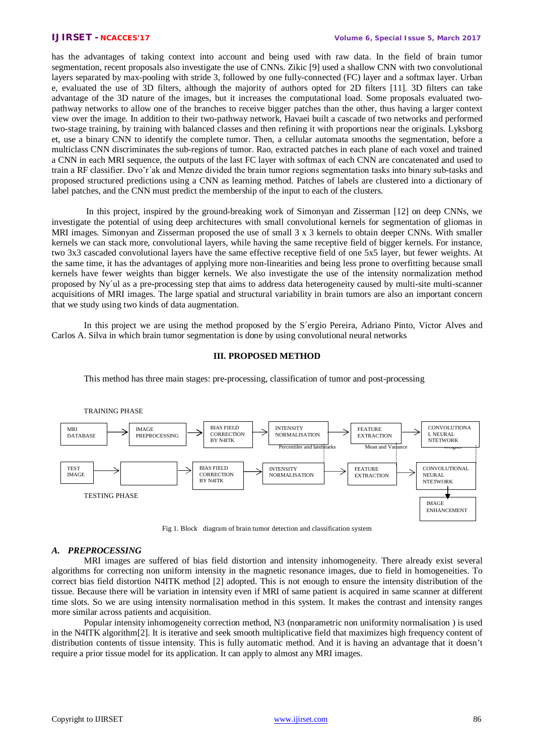has the advantages of taking context into account and being used with raw data. In the field of brain tumor segmentation, recent proposals also investigate the use of CNNs. Zikic [9] used a shallow CNN with two convolutional layers separated by max-pooling with stride 3, followed by one fully-connected (FC) layer and a softmax layer. Urban e, evaluated the use of 3D filters, although the majority of authors opted for 2D filters [11]. 3D filters can take advantage of the 3D nature of the images, but it increases the computational load. Some proposals evaluated two-pathway networks to allow one of the branches to receive bigger patches than the other, thus having a larger context view over the image. In addition to their two-pathway network, Havaei built a cascade of two networks and performed two-stage training, by training with balanced classes and then refining it with proportions near the originals. Lyksborg et, use a binary CNN to identify the complete tumor. Then, a cellular automata smooths the segmentation, before a multiclass CNN discriminates the sub-regions of tumor. Rao, extracted patches in each plane of each voxel and trained a CNN in each MRI sequence, the outputs of the last FC layer with softmax of each CNN are concatenated and used to train a RF classifier. Dvoˇr´ak and Menze divided the brain tumor regions segmentation tasks into binary sub-tasks and proposed structured predictions using a CNN as learning method. Patches of labels are clustered into a dictionary of label patches, and the CNN must predict the membership of the input to each of the clusters.

In this project, inspired by the ground-breaking work of Simonyan and Zisserman [12] on deep CNNs, we investigate the potential of using deep architectures with small convolutional kernels for segmentation of gliomas in MRI images. Simonyan and Zisserman proposed the use of small 3 x 3 kernels to obtain deeper CNNs. With smaller kernels we can stack more, convolutional layers, while having the same receptive field of bigger kernels. For instance, two 3x3 cascaded convolutional layers have the same effective receptive field of one 5x5 layer, but fewer weights. At the same time, it has the advantages of applying more non-linearities and being less prone to overfitting because small kernels have fewer weights than bigger kernels. We also investigate the use of the intensity normalization method proposed by Ny´ul as a pre-processing step that aims to address data heterogeneity caused by multi-site multi-scanner acquisitions of MRI images. The large spatial and structural variability in brain tumors are also an important concern that we study using two kinds of data augmentation.

In this project we are using the method proposed by the S´ergio Pereira, Adriano Pinto, Victor Alves and Carlos A. Silva in which brain tumor segmentation is done by using convolutional neural networks

## III. PROPOSED METHOD

This method has three main stages: pre-processing, classification of tumor and post-processing

TRAINING PHASE

MRI DATABASE → IMAGE PREPROCESSING → BIAS FIELD CORRECTION BY N4ITK → INTENSITY NORMALISATION → FEATURE EXTRACTION → CONVOLUTIONAL NEURAL NTETWORK

(Percentiles and landmarks; Mean and Variance; Weights)

TEST IMAGE → [ ] → BIAS FIELD CORRECTION BY N4ITK → INTENSITY NORMALISATION → FEATURE EXTRACTION → CONVOLUTIONAL NEURAL NTETWORK → IMAGE ENHANCEMENT

TESTING PHASE

Fig 1. Block diagram of brain tumor detection and classification system

### *A. PREPROCESSING*

MRI images are suffered of bias field distortion and intensity inhomogeneity. There already exist several algorithms for correcting non uniform intensity in the magnetic resonance images, due to field in homogeneities. To correct bias field distortion N4ITK method [2] adopted. This is not enough to ensure the intensity distribution of the tissue. Because there will be variation in intensity even if MRI of same patient is acquired in same scanner at different time slots. So we are using intensity normalisation method in this system. It makes the contrast and intensity ranges more similar across patients and acquisition.

Popular intensity inhomogeneity correction method, N3 (nonparametric non uniformity normalisation ) is used in the N4ITK algorithm[2]. It is iterative and seek smooth multiplicative field that maximizes high frequency content of distribution contents of tissue intensity. This is fully automatic method. And it is having an advantage that it doesn't require a prior tissue model for its application. It can apply to almost any MRI images.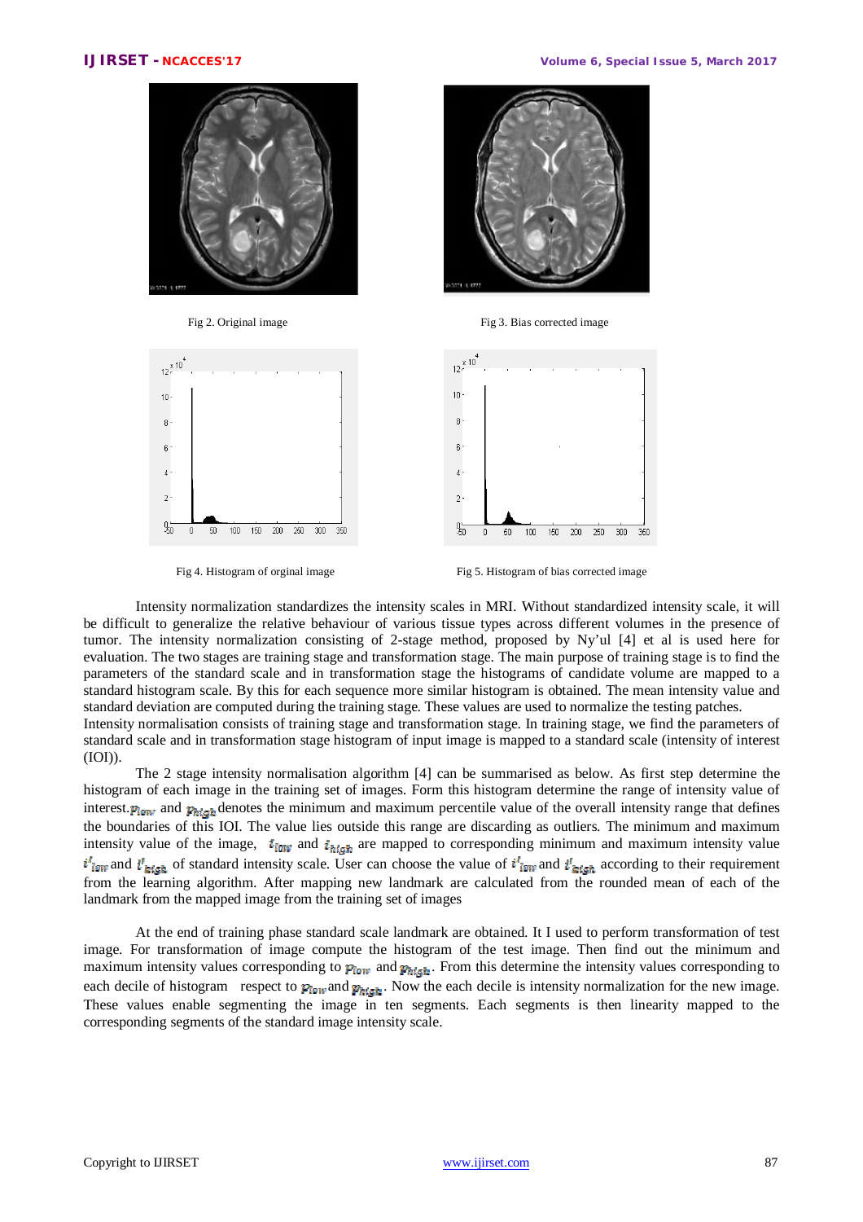Fig 2. Original image

Fig 3. Bias corrected image

Fig 4. Histogram of orginal image

Fig 5. Histogram of bias corrected image

Intensity normalization standardizes the intensity scales in MRI. Without standardized intensity scale, it will be difficult to generalize the relative behaviour of various tissue types across different volumes in the presence of tumor. The intensity normalization consisting of 2-stage method, proposed by Ny'ul [4] et al is used here for evaluation. The two stages are training stage and transformation stage. The main purpose of training stage is to find the parameters of the standard scale and in transformation stage the histograms of candidate volume are mapped to a standard histogram scale. By this for each sequence more similar histogram is obtained. The mean intensity value and standard deviation are computed during the training stage. These values are used to normalize the testing patches.
Intensity normalisation consists of training stage and transformation stage. In training stage, we find the parameters of standard scale and in transformation stage histogram of input image is mapped to a standard scale (intensity of interest (IOI)).

The 2 stage intensity normalisation algorithm [4] can be summarised as below. As first step determine the histogram of each image in the training set of images. Form this histogram determine the range of intensity value of interest.$p_{low}$ and $p_{high}$ denotes the minimum and maximum percentile value of the overall intensity range that defines the boundaries of this IOI. The value lies outside this range are discarding as outliers. The minimum and maximum intensity value of the image, $i_{low}$ and $i_{high}$ are mapped to corresponding minimum and maximum intensity value $i'_{low}$ and $i'_{high}$ of standard intensity scale. User can choose the value of $i'_{low}$ and $i'_{high}$ according to their requirement from the learning algorithm. After mapping new landmark are calculated from the rounded mean of each of the landmark from the mapped image from the training set of images

At the end of training phase standard scale landmark are obtained. It I used to perform transformation of test image. For transformation of image compute the histogram of the test image. Then find out the minimum and maximum intensity values corresponding to $p_{low}$ and $p_{high}$. From this determine the intensity values corresponding to each decile of histogram respect to $p_{low}$ and $p_{high}$. Now the each decile is intensity normalization for the new image. These values enable segmenting the image in ten segments. Each segments is then linearity mapped to the corresponding segments of the standard image intensity scale.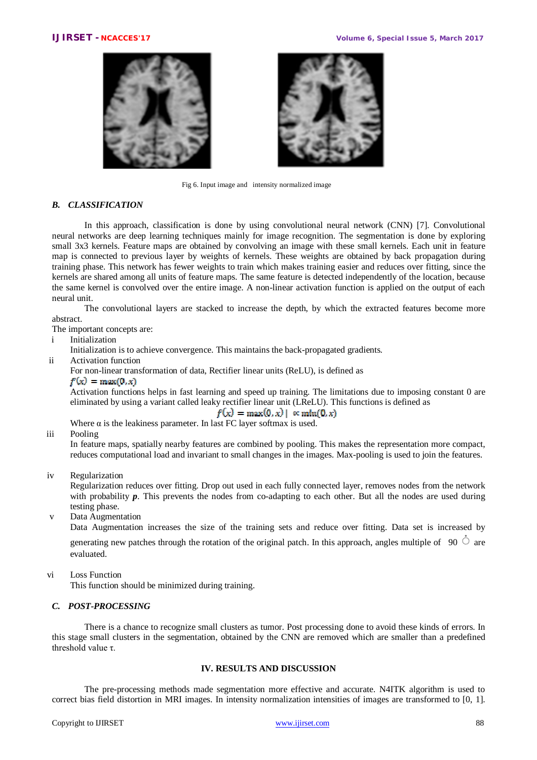Fig 6. Input image and intensity normalized image

### *B. CLASSIFICATION*

In this approach, classification is done by using convolutional neural network (CNN) [7]. Convolutional neural networks are deep learning techniques mainly for image recognition. The segmentation is done by exploring small 3x3 kernels. Feature maps are obtained by convolving an image with these small kernels. Each unit in feature map is connected to previous layer by weights of kernels. These weights are obtained by back propagation during training phase. This network has fewer weights to train which makes training easier and reduces over fitting, since the kernels are shared among all units of feature maps. The same feature is detected independently of the location, because the same kernel is convolved over the entire image. A non-linear activation function is applied on the output of each neural unit.

The convolutional layers are stacked to increase the depth, by which the extracted features become more abstract.

The important concepts are:

i Initialization

Initialization is to achieve convergence. This maintains the back-propagated gradients.

ii Activation function

For non-linear transformation of data, Rectifier linear units (ReLU), is defined as

$f(x) = \max(0, x)$

Activation functions helps in fast learning and speed up training. The limitations due to imposing constant 0 are eliminated by using a variant called leaky rectifier linear unit (LReLU). This functions is defined as

$$f(x) = \max(0, x) \mid \propto \min(0, x)$$

Where α is the leakiness parameter. In last FC layer softmax is used.

iii Pooling

In feature maps, spatially nearby features are combined by pooling. This makes the representation more compact, reduces computational load and invariant to small changes in the images. Max-pooling is used to join the features.

iv Regularization

Regularization reduces over fitting. Drop out used in each fully connected layer, removes nodes from the network with probability ***p***. This prevents the nodes from co-adapting to each other. But all the nodes are used during testing phase.

v Data Augmentation

Data Augmentation increases the size of the training sets and reduce over fitting. Data set is increased by generating new patches through the rotation of the original patch. In this approach, angles multiple of 90 ° are evaluated.

vi Loss Function

This function should be minimized during training.

### *C. POST-PROCESSING*

There is a chance to recognize small clusters as tumor. Post processing done to avoid these kinds of errors. In this stage small clusters in the segmentation, obtained by the CNN are removed which are smaller than a predefined threshold value τ.

## IV. RESULTS AND DISCUSSION

The pre-processing methods made segmentation more effective and accurate. N4ITK algorithm is used to correct bias field distortion in MRI images. In intensity normalization intensities of images are transformed to [0, 1].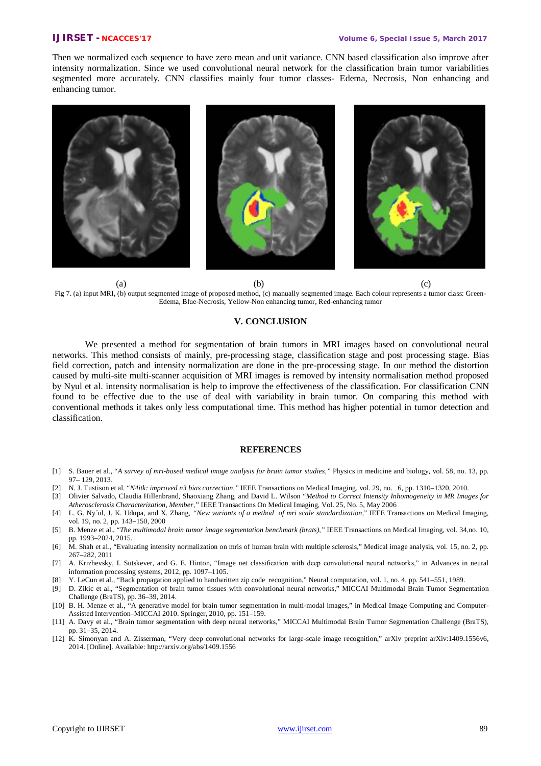Then we normalized each sequence to have zero mean and unit variance. CNN based classification also improve after intensity normalization. Since we used convolutional neural network for the classification brain tumor variabilities segmented more accurately. CNN classifies mainly four tumor classes- Edema, Necrosis, Non enhancing and enhancing tumor.

(a) (b) (c)

Fig 7. (a) input MRI, (b) output segmented image of proposed method, (c) manually segmented image. Each colour represents a tumor class: Green-Edema, Blue-Necrosis, Yellow-Non enhancing tumor, Red-enhancing tumor

## V. CONCLUSION

We presented a method for segmentation of brain tumors in MRI images based on convolutional neural networks. This method consists of mainly, pre-processing stage, classification stage and post processing stage. Bias field correction, patch and intensity normalization are done in the pre-processing stage. In our method the distortion caused by multi-site multi-scanner acquisition of MRI images is removed by intensity normalisation method proposed by Nyul et al. intensity normalisation is help to improve the effectiveness of the classification. For classification CNN found to be effective due to the use of deal with variability in brain tumor. On comparing this method with conventional methods it takes only less computational time. This method has higher potential in tumor detection and classification.

## REFERENCES

[1] S. Bauer et al., "*A survey of mri-based medical image analysis for brain tumor studies,*" Physics in medicine and biology, vol. 58, no. 13, pp. 97– 129, 2013.

[2] N. J. Tustison et al. "*N4itk: improved n3 bias correction,*" IEEE Transactions on Medical Imaging, vol. 29, no. 6, pp. 1310–1320, 2010.

[3] Olivier Salvado, Claudia Hillenbrand, Shaoxiang Zhang, and David L. Wilson "*Method to Correct Intensity Inhomogeneity in MR Images for Atherosclerosis Characterization, Member,*" IEEE Transactions On Medical Imaging, Vol. 25, No. 5, May 2006

[4] L. G. Ny´ul, J. K. Udupa, and X. Zhang, "*New variants of a method of mri scale standardization,*" IEEE Transactions on Medical Imaging, vol. 19, no. 2, pp. 143–150, 2000

[5] B. Menze et al., "*The multimodal brain tumor image segmentation benchmark (brats),*" IEEE Transactions on Medical Imaging, vol. 34,no. 10, pp. 1993–2024, 2015.

[6] M. Shah et al., "Evaluating intensity normalization on mris of human brain with multiple sclerosis," Medical image analysis, vol. 15, no. 2, pp. 267–282, 2011

[7] A. Krizhevsky, I. Sutskever, and G. E. Hinton, "Image net classification with deep convolutional neural networks," in Advances in neural information processing systems, 2012, pp. 1097–1105.

[8] Y. LeCun et al., "Back propagation applied to handwritten zip code recognition," Neural computation, vol. 1, no. 4, pp. 541–551, 1989.

[9] D. Zikic et al., "Segmentation of brain tumor tissues with convolutional neural networks," MICCAI Multimodal Brain Tumor Segmentation Challenge (BraTS), pp. 36–39, 2014.

[10] B. H. Menze et al., "A generative model for brain tumor segmentation in multi-modal images," in Medical Image Computing and Computer-Assisted Intervention–MICCAI 2010. Springer, 2010, pp. 151–159.

[11] A. Davy et al., "Brain tumor segmentation with deep neural networks," MICCAI Multimodal Brain Tumor Segmentation Challenge (BraTS), pp. 31–35, 2014.

[12] K. Simonyan and A. Zisserman, "Very deep convolutional networks for large-scale image recognition," arXiv preprint arXiv:1409.1556v6, 2014. [Online]. Available: http://arxiv.org/abs/1409.1556